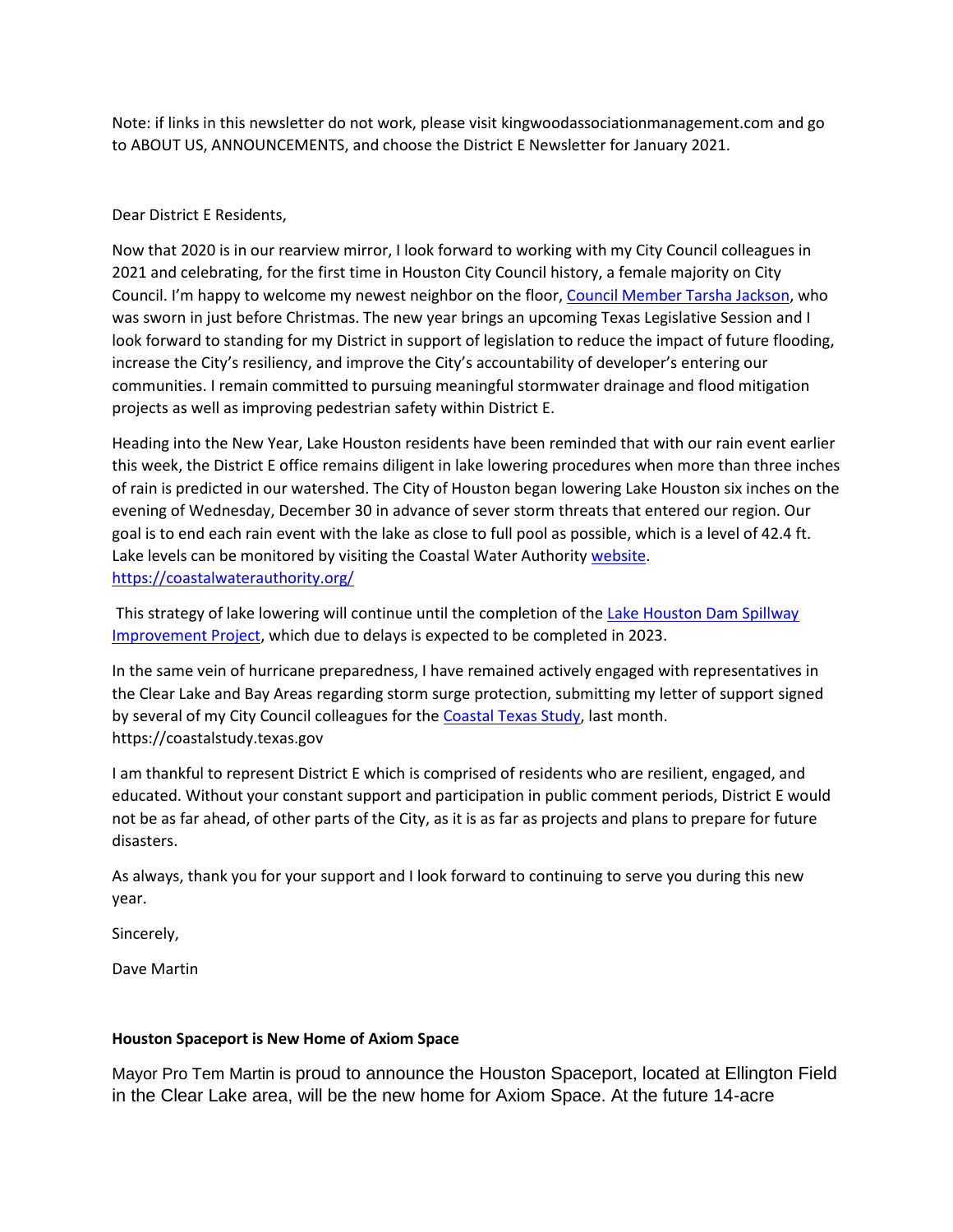Note: if links in this newsletter do not work, please visit kingwoodassociationmanagement.com and go to ABOUT US, ANNOUNCEMENTS, and choose the District E Newsletter for January 2021.

Dear District E Residents,

Now that 2020 is in our rearview mirror, I look forward to working with my City Council colleagues in 2021 and celebrating, for the first time in Houston City Council history, a female majority on City Council. I'm happy to welcome my newest neighbor on the floor, [Council Member Tarsha Jackson](), who was sworn in just before Christmas. The new year brings an upcoming Texas Legislative Session and I look forward to standing for my District in support of legislation to reduce the impact of future flooding, increase the City's resiliency, and improve the City's accountability of developer's entering our communities. I remain committed to pursuing meaningful stormwater drainage and flood mitigation projects as well as improving pedestrian safety within District E.

Heading into the New Year, Lake Houston residents have been reminded that with our rain event earlier this week, the District E office remains diligent in lake lowering procedures when more than three inches of rain is predicted in our watershed. The City of Houston began lowering Lake Houston six inches on the evening of Wednesday, December 30 in advance of sever storm threats that entered our region. Our goal is to end each rain event with the lake as close to full pool as possible, which is a level of 42.4 ft. Lake levels can be monitored by visiting the Coastal Water Authority [website](https://coastalwaterauthority.org/). https://coastalwaterauthority.org/

This strategy of lake lowering will continue until the completion of the [Lake Houston Dam Spillway Improvement Project](), which due to delays is expected to be completed in 2023.

In the same vein of hurricane preparedness, I have remained actively engaged with representatives in the Clear Lake and Bay Areas regarding storm surge protection, submitting my letter of support signed by several of my City Council colleagues for the [Coastal Texas Study](https://coastalstudy.texas.gov), last month. https://coastalstudy.texas.gov

I am thankful to represent District E which is comprised of residents who are resilient, engaged, and educated. Without your constant support and participation in public comment periods, District E would not be as far ahead, of other parts of the City, as it is as far as projects and plans to prepare for future disasters.

As always, thank you for your support and I look forward to continuing to serve you during this new year.

Sincerely,

Dave Martin

**Houston Spaceport is New Home of Axiom Space**

Mayor Pro Tem Martin is proud to announce the Houston Spaceport, located at Ellington Field in the Clear Lake area, will be the new home for Axiom Space. At the future 14-acre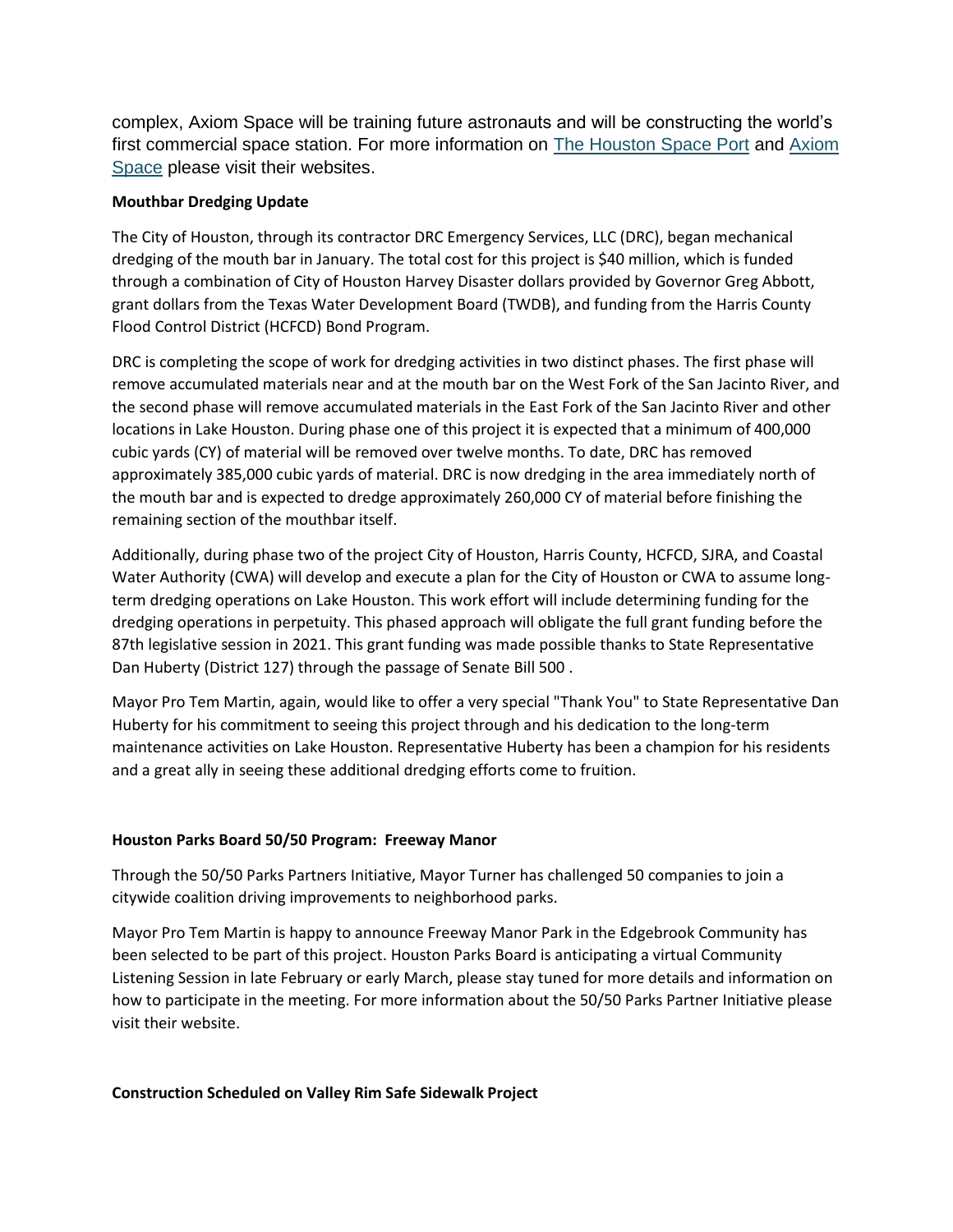complex, Axiom Space will be training future astronauts and will be constructing the world's first commercial space station. For more information on The Houston Space Port and Axiom Space please visit their websites.

**Mouthbar Dredging Update**

The City of Houston, through its contractor DRC Emergency Services, LLC (DRC), began mechanical dredging of the mouth bar in January. The total cost for this project is $40 million, which is funded through a combination of City of Houston Harvey Disaster dollars provided by Governor Greg Abbott, grant dollars from the Texas Water Development Board (TWDB), and funding from the Harris County Flood Control District (HCFCD) Bond Program.

DRC is completing the scope of work for dredging activities in two distinct phases. The first phase will remove accumulated materials near and at the mouth bar on the West Fork of the San Jacinto River, and the second phase will remove accumulated materials in the East Fork of the San Jacinto River and other locations in Lake Houston. During phase one of this project it is expected that a minimum of 400,000 cubic yards (CY) of material will be removed over twelve months. To date, DRC has removed approximately 385,000 cubic yards of material. DRC is now dredging in the area immediately north of the mouth bar and is expected to dredge approximately 260,000 CY of material before finishing the remaining section of the mouthbar itself.

Additionally, during phase two of the project City of Houston, Harris County, HCFCD, SJRA, and Coastal Water Authority (CWA) will develop and execute a plan for the City of Houston or CWA to assume long-term dredging operations on Lake Houston. This work effort will include determining funding for the dredging operations in perpetuity. This phased approach will obligate the full grant funding before the 87th legislative session in 2021. This grant funding was made possible thanks to State Representative Dan Huberty (District 127) through the passage of Senate Bill 500 .

Mayor Pro Tem Martin, again, would like to offer a very special "Thank You" to State Representative Dan Huberty for his commitment to seeing this project through and his dedication to the long-term maintenance activities on Lake Houston. Representative Huberty has been a champion for his residents and a great ally in seeing these additional dredging efforts come to fruition.

**Houston Parks Board 50/50 Program: Freeway Manor**

Through the 50/50 Parks Partners Initiative, Mayor Turner has challenged 50 companies to join a citywide coalition driving improvements to neighborhood parks.

Mayor Pro Tem Martin is happy to announce Freeway Manor Park in the Edgebrook Community has been selected to be part of this project. Houston Parks Board is anticipating a virtual Community Listening Session in late February or early March, please stay tuned for more details and information on how to participate in the meeting. For more information about the 50/50 Parks Partner Initiative please visit their website.

**Construction Scheduled on Valley Rim Safe Sidewalk Project**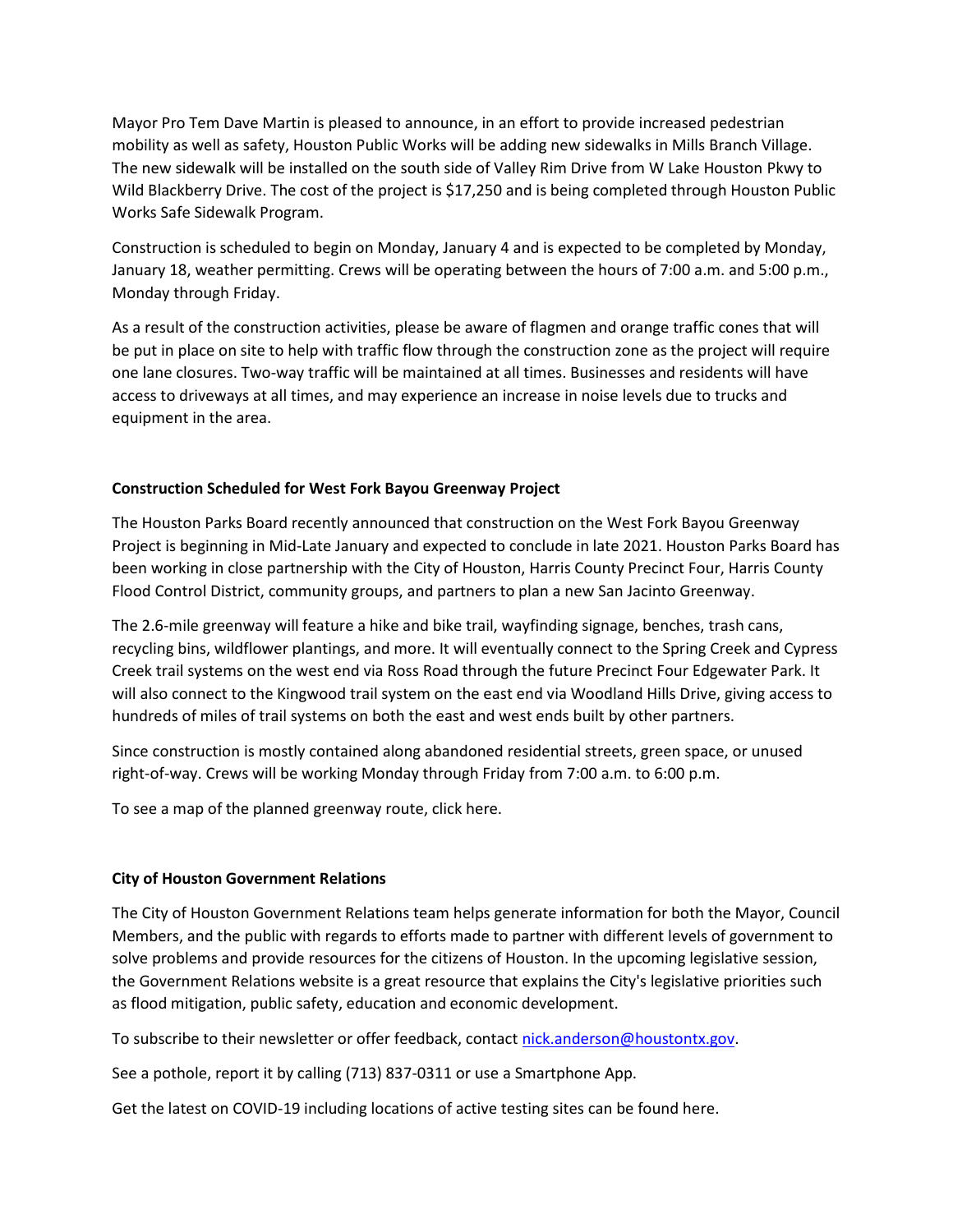Mayor Pro Tem Dave Martin is pleased to announce, in an effort to provide increased pedestrian mobility as well as safety, Houston Public Works will be adding new sidewalks in Mills Branch Village. The new sidewalk will be installed on the south side of Valley Rim Drive from W Lake Houston Pkwy to Wild Blackberry Drive. The cost of the project is $17,250 and is being completed through Houston Public Works Safe Sidewalk Program.

Construction is scheduled to begin on Monday, January 4 and is expected to be completed by Monday, January 18, weather permitting. Crews will be operating between the hours of 7:00 a.m. and 5:00 p.m., Monday through Friday.

As a result of the construction activities, please be aware of flagmen and orange traffic cones that will be put in place on site to help with traffic flow through the construction zone as the project will require one lane closures. Two-way traffic will be maintained at all times. Businesses and residents will have access to driveways at all times, and may experience an increase in noise levels due to trucks and equipment in the area.

**Construction Scheduled for West Fork Bayou Greenway Project**

The Houston Parks Board recently announced that construction on the West Fork Bayou Greenway Project is beginning in Mid-Late January and expected to conclude in late 2021. Houston Parks Board has been working in close partnership with the City of Houston, Harris County Precinct Four, Harris County Flood Control District, community groups, and partners to plan a new San Jacinto Greenway.

The 2.6-mile greenway will feature a hike and bike trail, wayfinding signage, benches, trash cans, recycling bins, wildflower plantings, and more. It will eventually connect to the Spring Creek and Cypress Creek trail systems on the west end via Ross Road through the future Precinct Four Edgewater Park. It will also connect to the Kingwood trail system on the east end via Woodland Hills Drive, giving access to hundreds of miles of trail systems on both the east and west ends built by other partners.

Since construction is mostly contained along abandoned residential streets, green space, or unused right-of-way. Crews will be working Monday through Friday from 7:00 a.m. to 6:00 p.m.

To see a map of the planned greenway route, click here.

**City of Houston Government Relations**

The City of Houston Government Relations team helps generate information for both the Mayor, Council Members, and the public with regards to efforts made to partner with different levels of government to solve problems and provide resources for the citizens of Houston. In the upcoming legislative session, the Government Relations website is a great resource that explains the City's legislative priorities such as flood mitigation, public safety, education and economic development.

To subscribe to their newsletter or offer feedback, contact nick.anderson@houstontx.gov.

See a pothole, report it by calling (713) 837-0311 or use a Smartphone App.

Get the latest on COVID-19 including locations of active testing sites can be found here.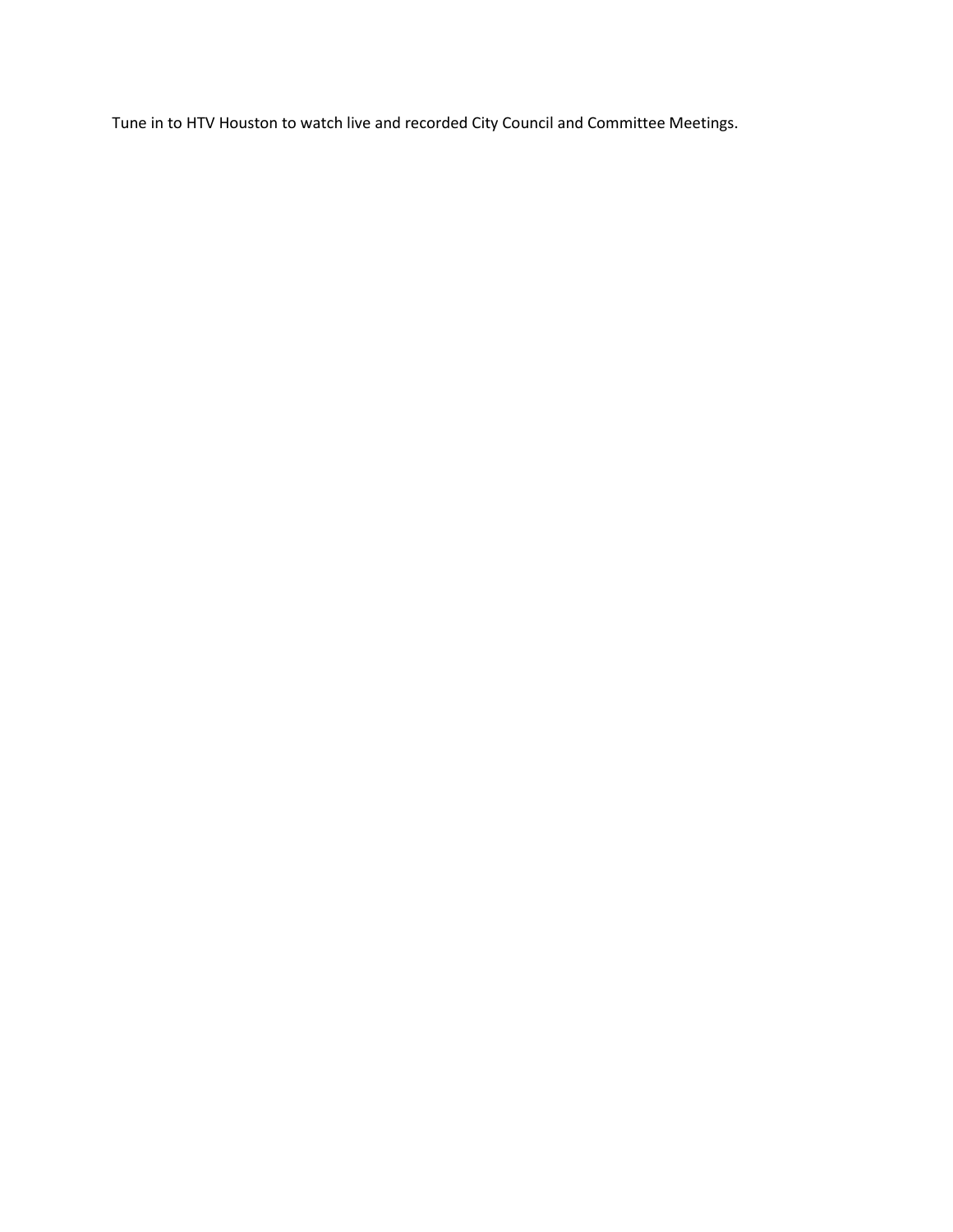Tune in to HTV Houston to watch live and recorded City Council and Committee Meetings.